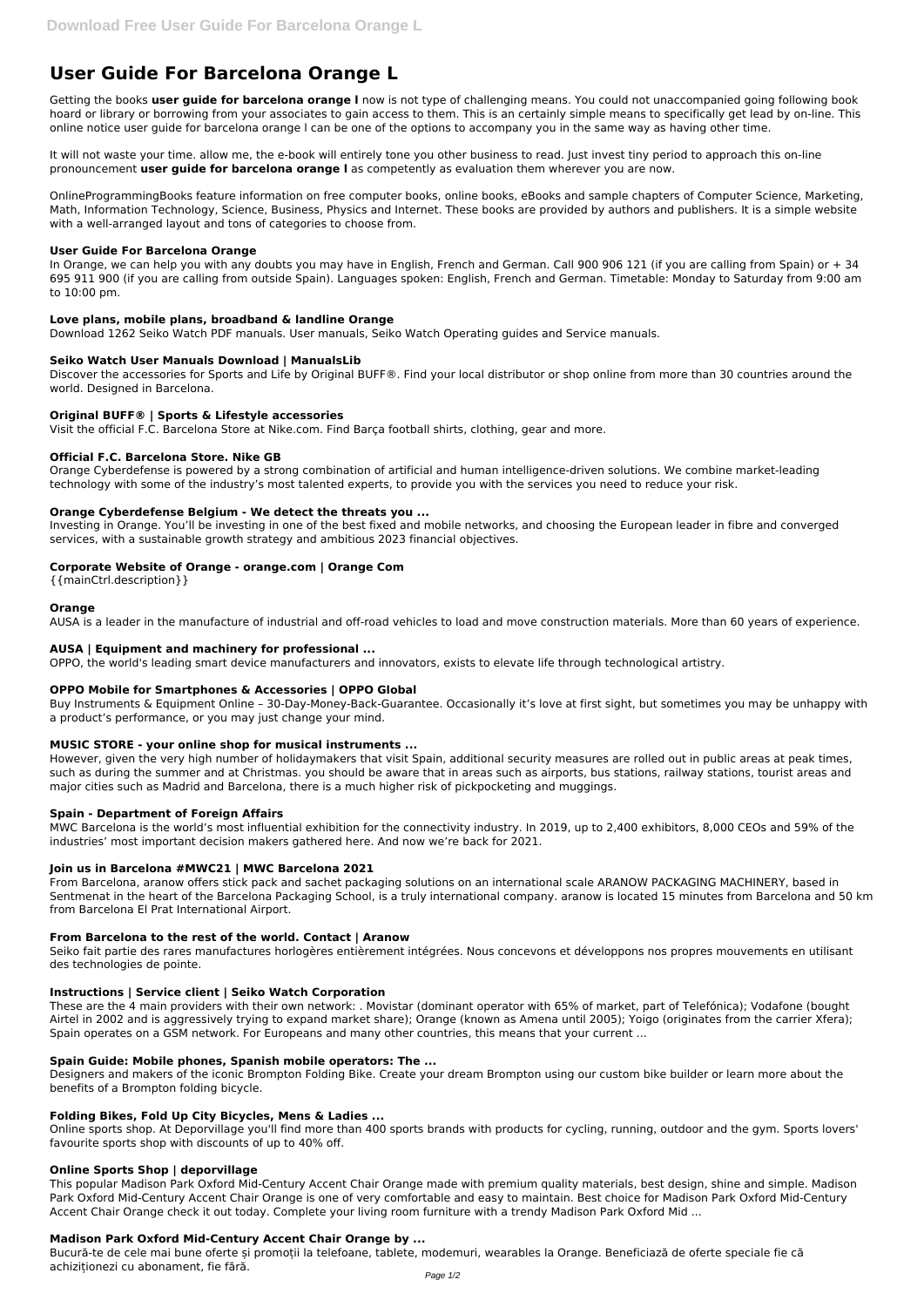# User Guide For Barcelona Orange L

Getting the books **user guide for barcelona orange l** now is not type of challenging means. You could not unaccompanied going following book hoard or library or borrowing from your associates to gain access to them. This is an certainly simple means to specifically get lead by on-line. This online notice user guide for barcelona orange l can be one of the options to accompany you in the same way as having other time.

It will not waste your time. allow me, the e-book will entirely tone you other business to read. Just invest tiny period to approach this on-line pronouncement **user guide for barcelona orange l** as competently as evaluation them wherever you are now.

OnlineProgrammingBooks feature information on free computer books, online books, eBooks and sample chapters of Computer Science, Marketing, Math, Information Technology, Science, Business, Physics and Internet. These books are provided by authors and publishers. It is a simple website with a well-arranged layout and tons of categories to choose from.

### User Guide For Barcelona Orange

In Orange, we can help you with any doubts you may have in English, French and German. Call 900 906 121 (if you are calling from Spain) or + 34 695 911 900 (if you are calling from outside Spain). Languages spoken: English, French and German. Timetable: Monday to Saturday from 9:00 am to 10:00 pm.

### Love plans, mobile plans, broadband & landline Orange

Download 1262 Seiko Watch PDF manuals. User manuals, Seiko Watch Operating guides and Service manuals.

### Seiko Watch User Manuals Download | ManualsLib

Discover the accessories for Sports and Life by Original BUFF®. Find your local distributor or shop online from more than 30 countries around the world. Designed in Barcelona.

### Original BUFF® | Sports & Lifestyle accessories

Visit the official F.C. Barcelona Store at Nike.com. Find Barça football shirts, clothing, gear and more.

### Official F.C. Barcelona Store. Nike GB

Orange Cyberdefense is powered by a strong combination of artificial and human intelligence-driven solutions. We combine market-leading technology with some of the industry's most talented experts, to provide you with the services you need to reduce your risk.

### Orange Cyberdefense Belgium - We detect the threats you ...

Investing in Orange. You'll be investing in one of the best fixed and mobile networks, and choosing the European leader in fibre and converged services, with a sustainable growth strategy and ambitious 2023 financial objectives.

### Corporate Website of Orange - orange.com | Orange Com

{{mainCtrl.description}}

### Orange

AUSA is a leader in the manufacture of industrial and off-road vehicles to load and move construction materials. More than 60 years of experience.

### AUSA | Equipment and machinery for professional ...

OPPO, the world's leading smart device manufacturers and innovators, exists to elevate life through technological artistry.

### OPPO Mobile for Smartphones & Accessories | OPPO Global

Buy Instruments & Equipment Online – 30-Day-Money-Back-Guarantee. Occasionally it's love at first sight, but sometimes you may be unhappy with a product's performance, or you may just change your mind.

### MUSIC STORE - your online shop for musical instruments ...

However, given the very high number of holidaymakers that visit Spain, additional security measures are rolled out in public areas at peak times, such as during the summer and at Christmas. you should be aware that in areas such as airports, bus stations, railway stations, tourist areas and major cities such as Madrid and Barcelona, there is a much higher risk of pickpocketing and muggings.

### Spain - Department of Foreign Affairs

MWC Barcelona is the world's most influential exhibition for the connectivity industry. In 2019, up to 2,400 exhibitors, 8,000 CEOs and 59% of the industries' most important decision makers gathered here. And now we're back for 2021.

### Join us in Barcelona #MWC21 | MWC Barcelona 2021

From Barcelona, aranow offers stick pack and sachet packaging solutions on an international scale ARANOW PACKAGING MACHINERY, based in Sentmenat in the heart of the Barcelona Packaging School, is a truly international company. aranow is located 15 minutes from Barcelona and 50 km from Barcelona El Prat International Airport.

### From Barcelona to the rest of the world. Contact | Aranow

Seiko fait partie des rares manufactures horlogères entièrement intégrées. Nous concevons et développons nos propres mouvements en utilisant des technologies de pointe.

### Instructions | Service client | Seiko Watch Corporation

These are the 4 main providers with their own network: . Movistar (dominant operator with 65% of market, part of Telefónica); Vodafone (bought Airtel in 2002 and is aggressively trying to expand market share); Orange (known as Amena until 2005); Yoigo (originates from the carrier Xfera); Spain operates on a GSM network. For Europeans and many other countries, this means that your current ...

### Spain Guide: Mobile phones, Spanish mobile operators: The ...

Designers and makers of the iconic Brompton Folding Bike. Create your dream Brompton using our custom bike builder or learn more about the benefits of a Brompton folding bicycle.

### Folding Bikes, Fold Up City Bicycles, Mens & Ladies ...

Online sports shop. At Deporvillage you'll find more than 400 sports brands with products for cycling, running, outdoor and the gym. Sports lovers' favourite sports shop with discounts of up to 40% off.

### Online Sports Shop | deporvillage

This popular Madison Park Oxford Mid-Century Accent Chair Orange made with premium quality materials, best design, shine and simple. Madison Park Oxford Mid-Century Accent Chair Orange is one of very comfortable and easy to maintain. Best choice for Madison Park Oxford Mid-Century Accent Chair Orange check it out today. Complete your living room furniture with a trendy Madison Park Oxford Mid ...

### Madison Park Oxford Mid-Century Accent Chair Orange by ...

Bucură-te de cele mai bune oferte și promoții la telefoane, tablete, modemuri, wearables la Orange. Beneficiază de oferte speciale fie că achiziționezi cu abonament, fie fără.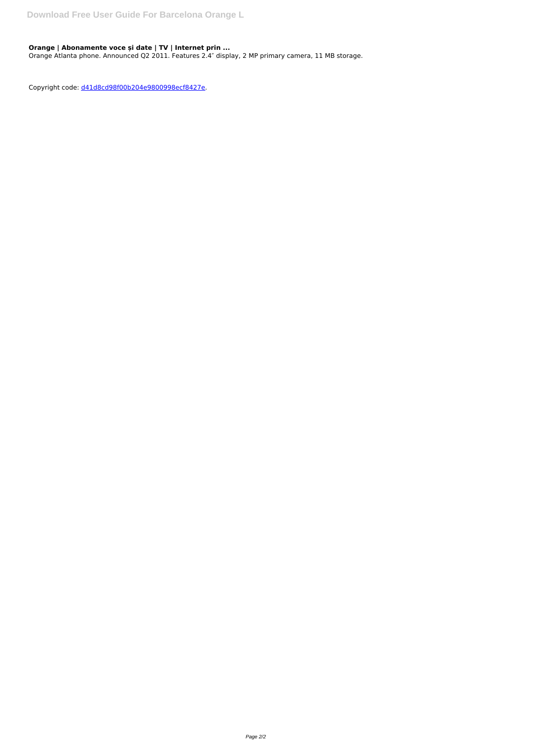**Orange | Abonamente voce și date | TV | Internet prin ...**

Orange Atlanta phone. Announced Q2 2011. Features 2.4″ display, 2 MP primary camera, 11 MB storage.

Copyright code: d41d8cd98f00b204e9800998ecf8427e.